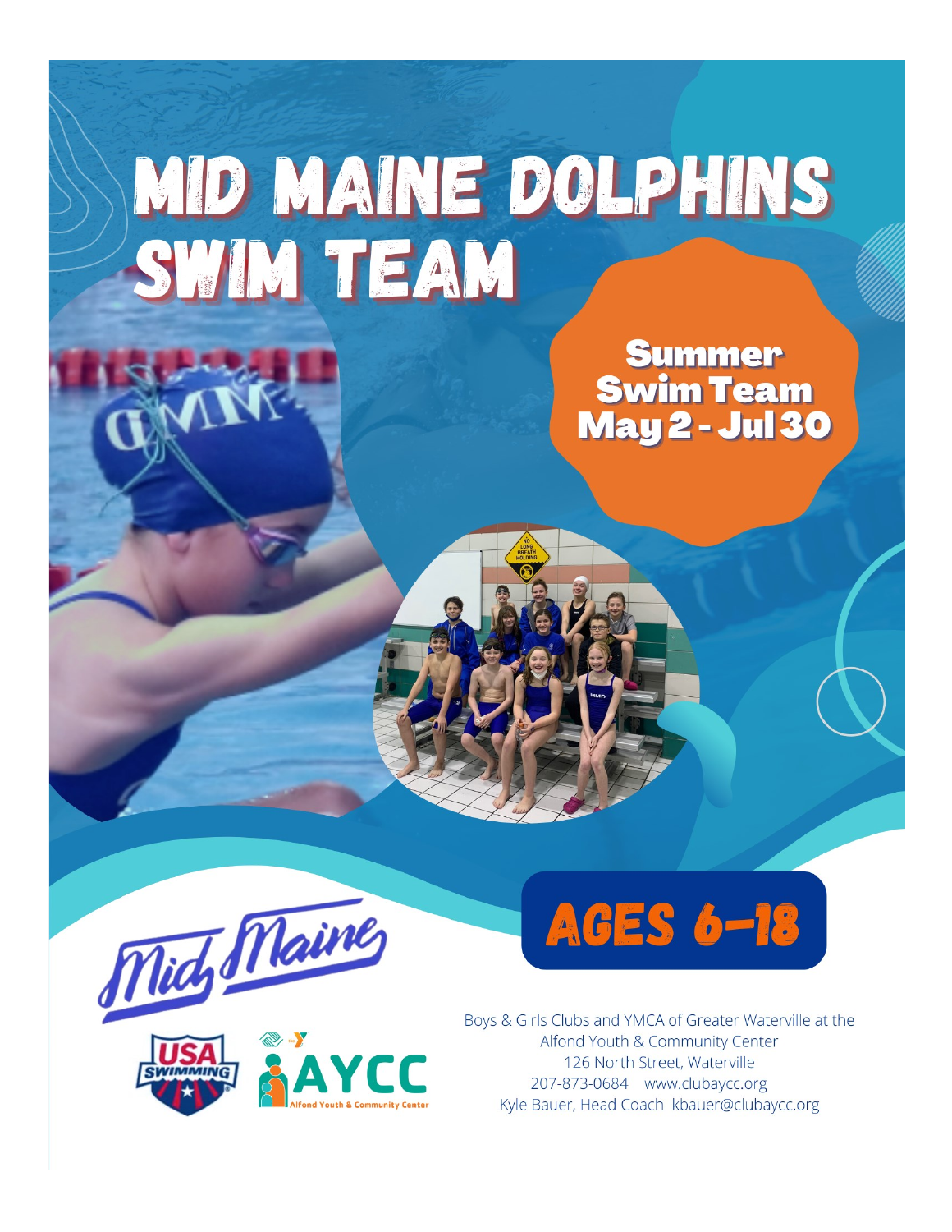# MID MAINE DOLPHINS SWIM TEAM

**Summer Swim Team May 2 - Jul 30**

## AGES 6-18

Boys & Girls Clubs and YMCA of Greater Waterville at the Alfond Youth & Community Center
126 North Street, Waterville
207-873-0684 www.clubaycc.org
Kyle Bauer, Head Coach kbauer@clubaycc.org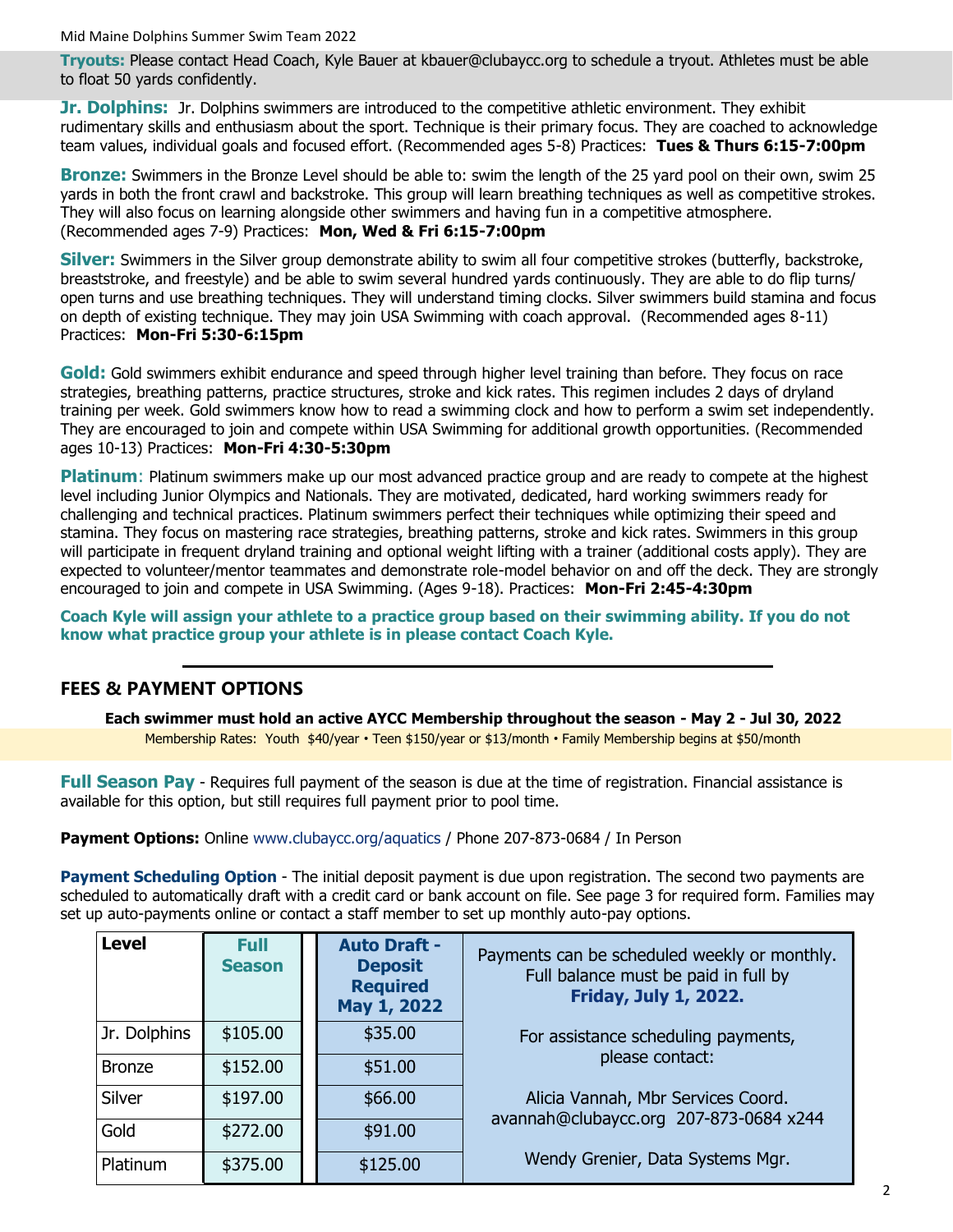**Tryouts:** Please contact Head Coach, Kyle Bauer at kbauer@clubaycc.org to schedule a tryout. Athletes must be able to float 50 yards confidently.

**Jr. Dolphins:** Jr. Dolphins swimmers are introduced to the competitive athletic environment. They exhibit rudimentary skills and enthusiasm about the sport. Technique is their primary focus. They are coached to acknowledge team values, individual goals and focused effort. (Recommended ages 5-8) Practices: **Tues & Thurs 6:15-7:00pm**

**Bronze:** Swimmers in the Bronze Level should be able to: swim the length of the 25 yard pool on their own, swim 25 yards in both the front crawl and backstroke. This group will learn breathing techniques as well as competitive strokes. They will also focus on learning alongside other swimmers and having fun in a competitive atmosphere. (Recommended ages 7-9) Practices: **Mon, Wed & Fri 6:15-7:00pm**

**Silver:** Swimmers in the Silver group demonstrate ability to swim all four competitive strokes (butterfly, backstroke, breaststroke, and freestyle) and be able to swim several hundred yards continuously. They are able to do flip turns/ open turns and use breathing techniques. They will understand timing clocks. Silver swimmers build stamina and focus on depth of existing technique. They may join USA Swimming with coach approval. (Recommended ages 8-11) Practices: **Mon-Fri 5:30-6:15pm**

**Gold:** Gold swimmers exhibit endurance and speed through higher level training than before. They focus on race strategies, breathing patterns, practice structures, stroke and kick rates. This regimen includes 2 days of dryland training per week. Gold swimmers know how to read a swimming clock and how to perform a swim set independently. They are encouraged to join and compete within USA Swimming for additional growth opportunities. (Recommended ages 10-13) Practices: **Mon-Fri 4:30-5:30pm**

**Platinum**: Platinum swimmers make up our most advanced practice group and are ready to compete at the highest level including Junior Olympics and Nationals. They are motivated, dedicated, hard working swimmers ready for challenging and technical practices. Platinum swimmers perfect their techniques while optimizing their speed and stamina. They focus on mastering race strategies, breathing patterns, stroke and kick rates. Swimmers in this group will participate in frequent dryland training and optional weight lifting with a trainer (additional costs apply). They are expected to volunteer/mentor teammates and demonstrate role-model behavior on and off the deck. They are strongly encouraged to join and compete in USA Swimming. (Ages 9-18). Practices: **Mon-Fri 2:45-4:30pm**

**Coach Kyle will assign your athlete to a practice group based on their swimming ability. If you do not know what practice group your athlete is in please contact Coach Kyle.**

## FEES & PAYMENT OPTIONS

**Each swimmer must hold an active AYCC Membership throughout the season - May 2 - Jul 30, 2022**

Membership Rates: Youth $40/year • Teen $150/year or $13/month • Family Membership begins at $50/month

**Full Season Pay** - Requires full payment of the season is due at the time of registration. Financial assistance is available for this option, but still requires full payment prior to pool time.

**Payment Options:** Online www.clubaycc.org/aquatics / Phone 207-873-0684 / In Person

**Payment Scheduling Option** - The initial deposit payment is due upon registration. The second two payments are scheduled to automatically draft with a credit card or bank account on file. See page 3 for required form. Families may set up auto-payments online or contact a staff member to set up monthly auto-pay options.

| Level | Full Season | Auto Draft - Deposit Required May 1, 2022 |
|---|---|---|
| Jr. Dolphins | $105.00 | $35.00 |
| Bronze | $152.00 | $51.00 |
| Silver | $197.00 | $66.00 |
| Gold | $272.00 | $91.00 |
| Platinum | $375.00 | $125.00 |

Payments can be scheduled weekly or monthly. Full balance must be paid in full by **Friday, July 1, 2022.**

For assistance scheduling payments, please contact:

Alicia Vannah, Mbr Services Coord.
avannah@clubaycc.org 207-873-0684 x244

Wendy Grenier, Data Systems Mgr.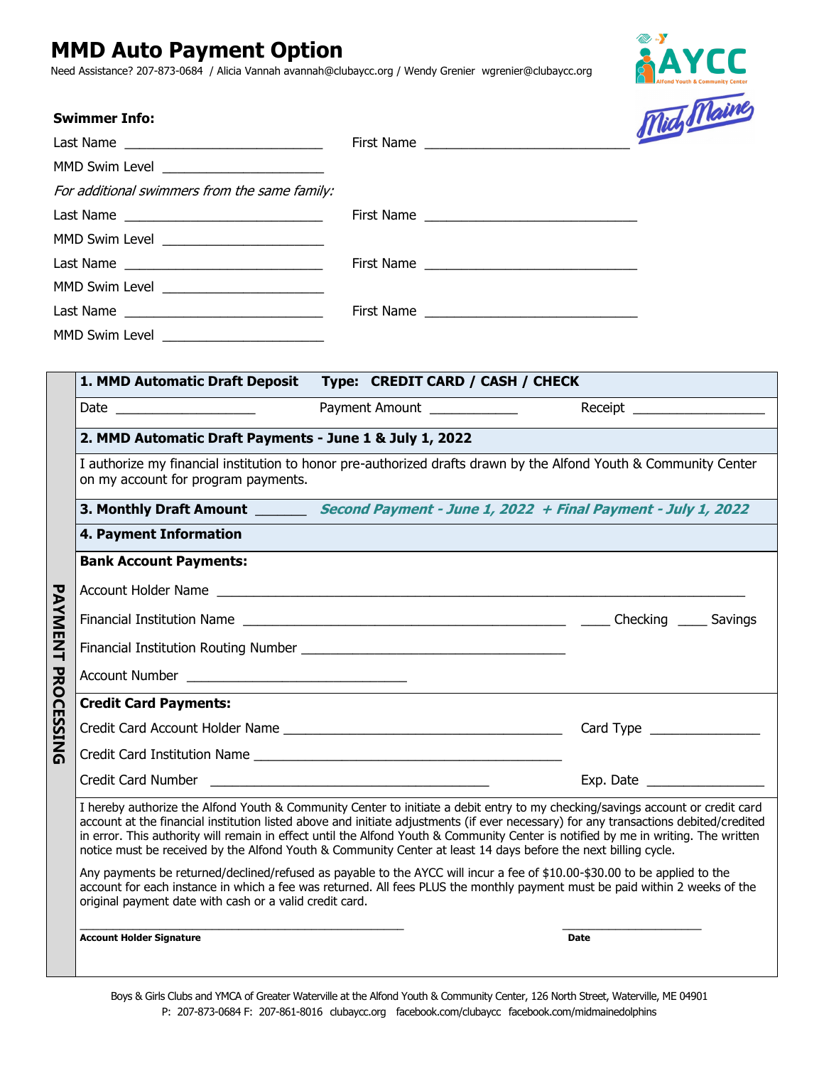# MMD Auto Payment Option

Need Assistance? 207-873-0684 / Alicia Vannah avannah@clubaycc.org / Wendy Grenier wgrenier@clubaycc.org

AYCC
Alfond Youth & Community Center

Mid Maine

**Swimmer Info:**

Last Name ___________________________ First Name ____________________________

MMD Swim Level _____________________

*For additional swimmers from the same family:*

Last Name ___________________________ First Name ____________________________

MMD Swim Level _____________________

Last Name ___________________________ First Name ____________________________

MMD Swim Level _____________________

Last Name ___________________________ First Name ____________________________

MMD Swim Level _____________________

## PAYMENT PROCESSING

**1. MMD Automatic Draft Deposit   Type: CREDIT CARD / CASH / CHECK**

Date __________________ Payment Amount ___________ Receipt __________________

**2. MMD Automatic Draft Payments - June 1 & July 1, 2022**

I authorize my financial institution to honor pre-authorized drafts drawn by the Alfond Youth & Community Center on my account for program payments.

**3. Monthly Draft Amount** ______ ***Second Payment - June 1, 2022 + Final Payment - July 1, 2022***

**4. Payment Information**

**Bank Account Payments:**

Account Holder Name ________________________________________________________________

Financial Institution Name __________________________________________ ____ Checking ____ Savings

Financial Institution Routing Number ___________________________________

Account Number _____________________________

**Credit Card Payments:**

Credit Card Account Holder Name ____________________________________ Card Type _______________

Credit Card Institution Name _________________________________________

Credit Card Number _____________________________________ Exp. Date ________________

I hereby authorize the Alfond Youth & Community Center to initiate a debit entry to my checking/savings account or credit card account at the financial institution listed above and initiate adjustments (if ever necessary) for any transactions debited/credited in error. This authority will remain in effect until the Alfond Youth & Community Center is notified by me in writing. The written notice must be received by the Alfond Youth & Community Center at least 14 days before the next billing cycle.

Any payments be returned/declined/refused as payable to the AYCC will incur a fee of $10.00-$30.00 to be applied to the account for each instance in which a fee was returned. All fees PLUS the monthly payment must be paid within 2 weeks of the original payment date with cash or a valid credit card.

_____________________________________________ ____________________

**Account Holder Signature** **Date**

Boys & Girls Clubs and YMCA of Greater Waterville at the Alfond Youth & Community Center, 126 North Street, Waterville, ME 04901
P: 207-873-0684 F: 207-861-8016 clubaycc.org facebook.com/clubaycc facebook.com/midmainedolphins